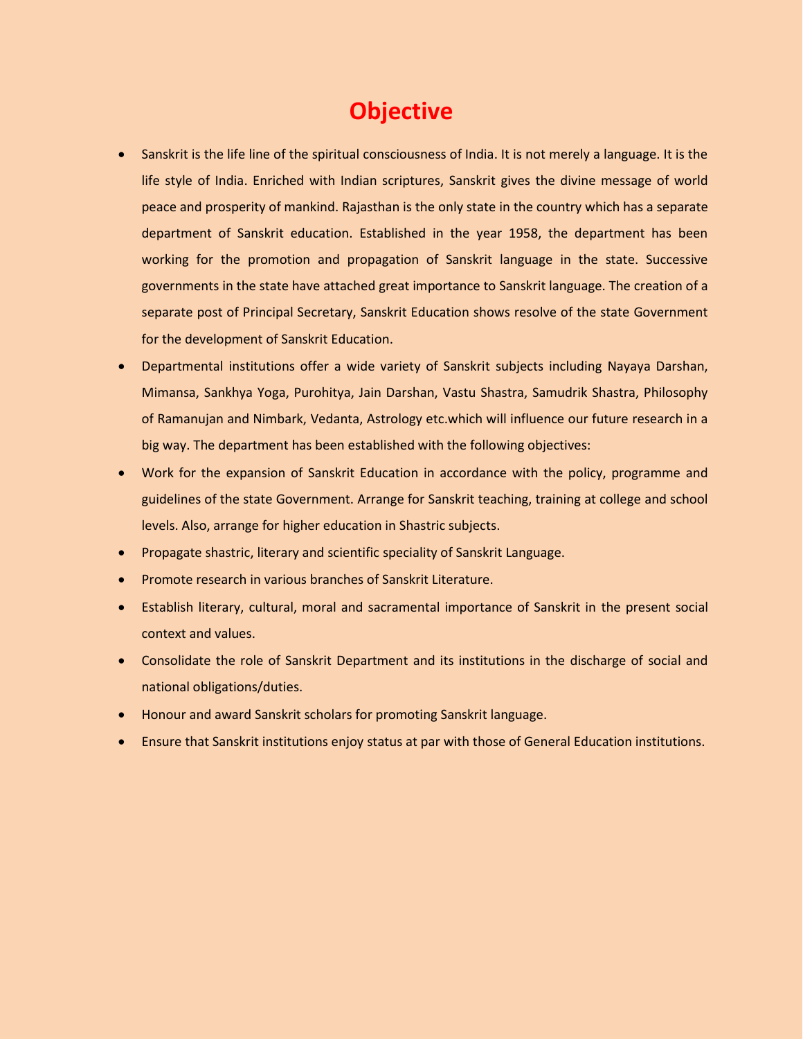# Objective

- Sanskrit is the life line of the spiritual consciousness of India. It is not merely a language. It is the life style of India. Enriched with Indian sciptures, Sanskrit gives the divine message of world peace and prosperity of mankind. Rajasthan is the only state in the country which has a separate department of Sanskrit education. Established in the year 1958, the department has been working for the promotion and propagation of Sanskrit language in the state. Successive governments in the state have attached great importance to Sanskrit language. The creation of a separate post of Principal Secretary, Sanskrit Education shows resolve of the state Government for the development of Sanskrit Education.
- Departmental institutions offer a wide variety of Sanskrit subjects including Nayaya Darshan, Mimansa, Sankhya Yoga, Purohitya, Jain Darshan, Vastu Shastra, Samudrik Shastra, Philosophy of Ramanujan and Nimbark, Vedanta, Astrology etc.which will influence our future research in a big way. The department has been established with the following objectives:
- Work for the expansion of Sanskrit Education in accordance with the policy, programme and guidelines of the state Government. Arrange for Sanskrit teaching, training at college and school levels. Also, arrange for higher education in Shastric subjects.
- Propagate shastric, literary and scientific speciality of Sanskrit Language.
- Promote research in various branches of Sanskrit Literature.
- Establish literary, cultural, moral and sacramental importance of Sanskrit in the present social context and values.
- Consolidate the role of Sanskrit Department and its institutions in the discharge of social and national obligations/duties.
- Honour and award Sanskrit scholars for promoting Sanskrit language.
- Ensure that Sanskrit institutions enjoy status at par with those of General Education institutions.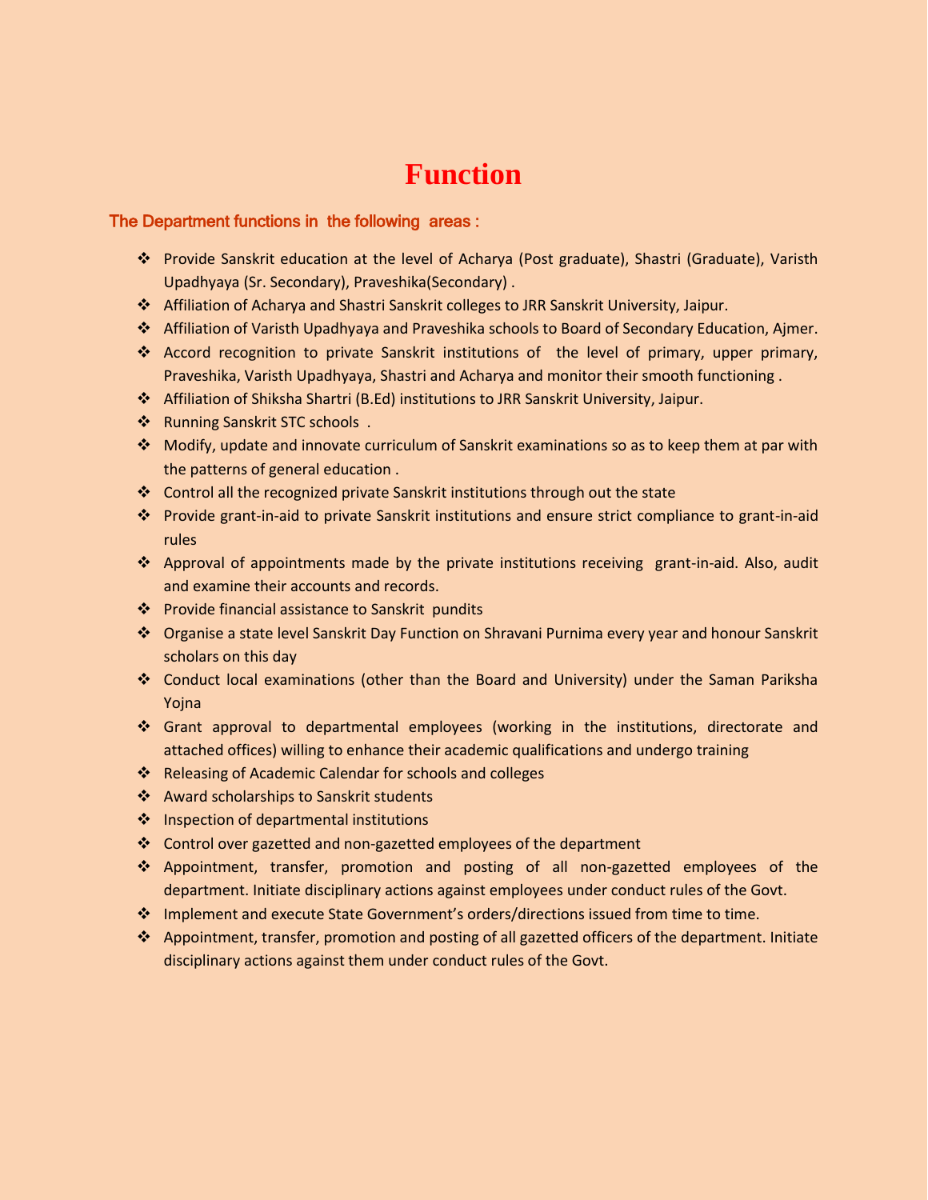# Function

### The Department functions in the following areas :

- Provide Sanskrit education at the level of Acharya (Post graduate), Shastri (Graduate), Varisth Upadhyaya (Sr. Secondary), Praveshika(Secondary) .
- Affiliation of Acharya and Shastri Sanskrit colleges to JRR Sanskrit University, Jaipur.
- Affiliation of Varisth Upadhyaya and Praveshika schools to Board of Secondary Education, Ajmer.
- Accord recognition to private Sanskrit institutions of the level of primary, upper primary, Praveshika, Varisth Upadhyaya, Shastri and Acharya and monitor their smooth functioning .
- Affiliation of Shiksha Shartri (B.Ed) institutions to JRR Sanskrit University, Jaipur.
- Running Sanskrit STC schools .
- Modify, update and innovate curriculum of Sanskrit examinations so as to keep them at par with the patterns of general education .
- Control all the recognized private Sanskrit institutions through out the state
- Provide grant-in-aid to private Sanskrit institutions and ensure strict compliance to grant-in-aid rules
- Approval of appointments made by the private institutions receiving grant-in-aid. Also, audit and examine their accounts and records.
- Provide financial assistance to Sanskrit pundits
- Organise a state level Sanskrit Day Function on Shravani Purnima every year and honour Sanskrit scholars on this day
- Conduct local examinations (other than the Board and University) under the Saman Pariksha Yojna
- Grant approval to departmental employees (working in the institutions, directorate and attached offices) willing to enhance their academic qualifications and undergo training
- Releasing of Academic Calendar for schools and colleges
- Award scholarships to Sanskrit students
- Inspection of departmental institutions
- Control over gazetted and non-gazetted employees of the department
- Appointment, transfer, promotion and posting of all non-gazetted employees of the department. Initiate disciplinary actions against employees under conduct rules of the Govt.
- Implement and execute State Government's orders/directions issued from time to time.
- Appointment, transfer, promotion and posting of all gazetted officers of the department. Initiate disciplinary actions against them under conduct rules of the Govt.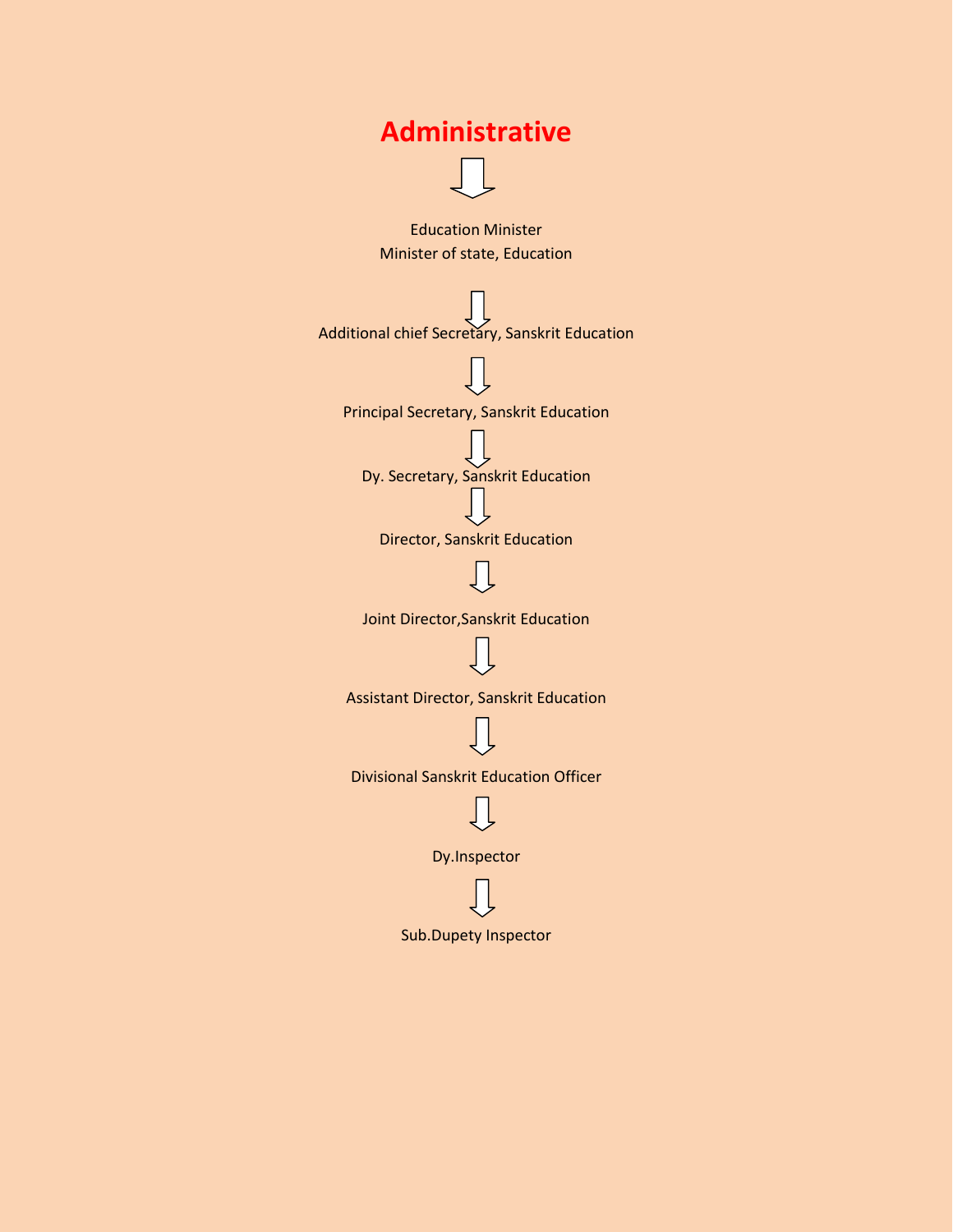# Administrative

↓

Education Minister

Minister of state, Education

↓

Additional chief Secretary, Sanskrit Education

↓

Principal Secretary, Sanskrit Education

↓

Dy. Secretary, Sanskrit Education

↓

Director, Sanskrit Education

↓

Joint Director,Sanskrit Education

↓

Assistant Director, Sanskrit Education

↓

Divisional Sanskrit Education Officer

↓

Dy.Inspector

↓

Sub.Dupety Inspector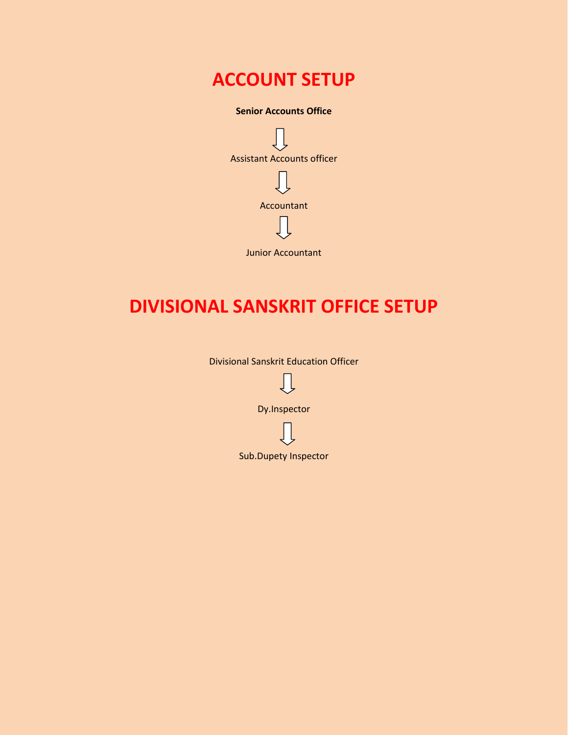# ACCOUNT SETUP

**Senior Accounts Office**

⇩

Assistant Accounts officer

⇩

Accountant

⇩

Junior Accountant

# DIVISIONAL SANSKRIT OFFICE SETUP

Divisional Sanskrit Education Officer

⇩

Dy.Inspector

⇩

Sub.Dupety Inspector